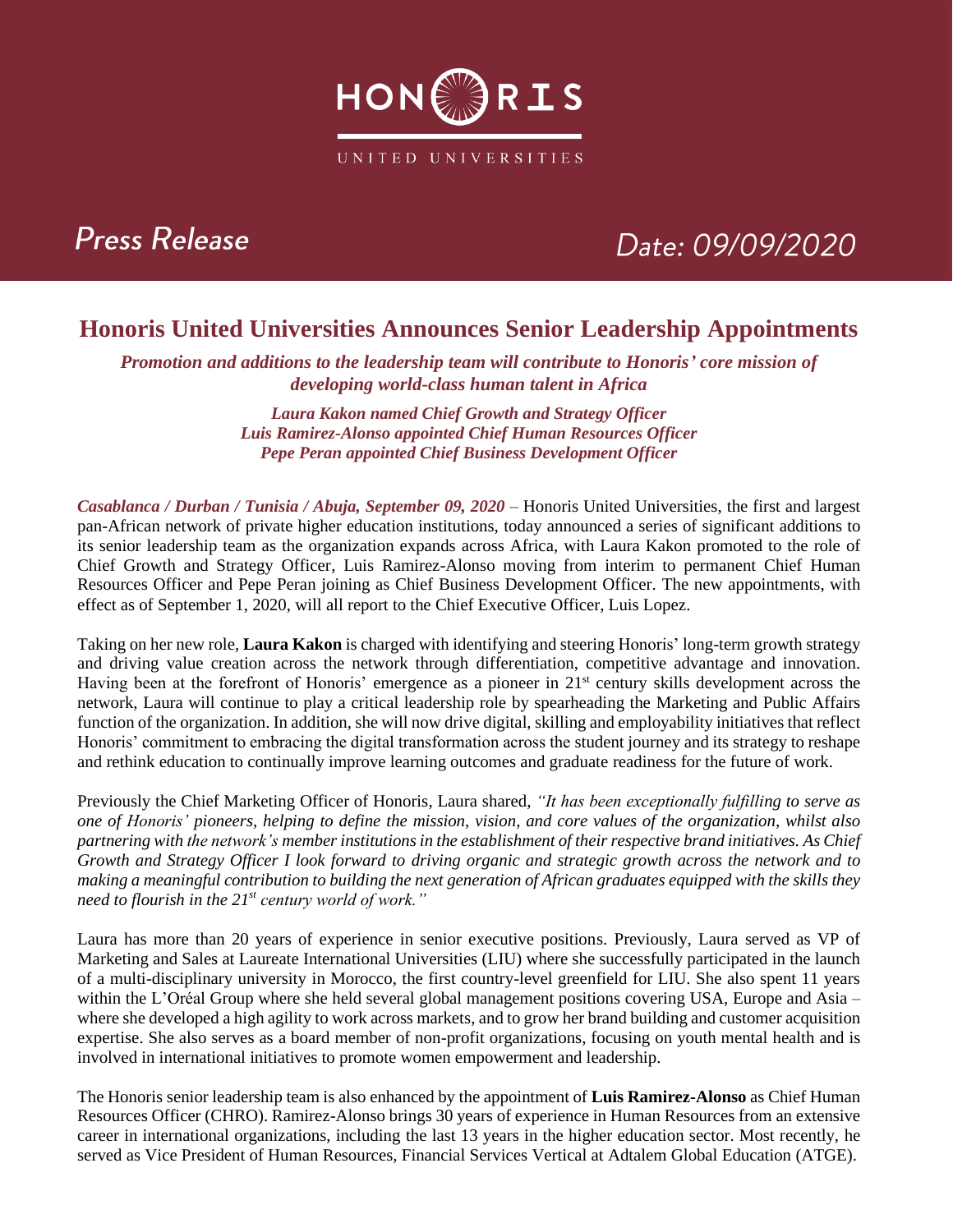HONORIS

UNITED UNIVERSITIES

# Press Release

Date: 09/09/2020

## Honoris United Universities Announces Senior Leadership Appointments

***Promotion and additions to the leadership team will contribute to Honoris' core mission of developing world-class human talent in Africa***

***Laura Kakon named Chief Growth and Strategy Officer***
***Luis Ramirez-Alonso appointed Chief Human Resources Officer***
***Pepe Peran appointed Chief Business Development Officer***

***Casablanca / Durban / Tunisia / Abuja, September 09, 2020*** – Honoris United Universities, the first and largest pan-African network of private higher education institutions, today announced a series of significant additions to its senior leadership team as the organization expands across Africa, with Laura Kakon promoted to the role of Chief Growth and Strategy Officer, Luis Ramirez-Alonso moving from interim to permanent Chief Human Resources Officer and Pepe Peran joining as Chief Business Development Officer. The new appointments, with effect as of September 1, 2020, will all report to the Chief Executive Officer, Luis Lopez.

Taking on her new role, **Laura Kakon** is charged with identifying and steering Honoris' long-term growth strategy and driving value creation across the network through differentiation, competitive advantage and innovation. Having been at the forefront of Honoris' emergence as a pioneer in 21st century skills development across the network, Laura will continue to play a critical leadership role by spearheading the Marketing and Public Affairs function of the organization. In addition, she will now drive digital, skilling and employability initiatives that reflect Honoris' commitment to embracing the digital transformation across the student journey and its strategy to reshape and rethink education to continually improve learning outcomes and graduate readiness for the future of work.

Previously the Chief Marketing Officer of Honoris, Laura shared, *"It has been exceptionally fulfilling to serve as one of Honoris' pioneers, helping to define the mission, vision, and core values of the organization, whilst also partnering with the network's member institutions in the establishment of their respective brand initiatives. As Chief Growth and Strategy Officer I look forward to driving organic and strategic growth across the network and to making a meaningful contribution to building the next generation of African graduates equipped with the skills they need to flourish in the 21st century world of work."*

Laura has more than 20 years of experience in senior executive positions. Previously, Laura served as VP of Marketing and Sales at Laureate International Universities (LIU) where she successfully participated in the launch of a multi-disciplinary university in Morocco, the first country-level greenfield for LIU. She also spent 11 years within the L'Oréal Group where she held several global management positions covering USA, Europe and Asia – where she developed a high agility to work across markets, and to grow her brand building and customer acquisition expertise. She also serves as a board member of non-profit organizations, focusing on youth mental health and is involved in international initiatives to promote women empowerment and leadership.

The Honoris senior leadership team is also enhanced by the appointment of **Luis Ramirez-Alonso** as Chief Human Resources Officer (CHRO). Ramirez-Alonso brings 30 years of experience in Human Resources from an extensive career in international organizations, including the last 13 years in the higher education sector. Most recently, he served as Vice President of Human Resources, Financial Services Vertical at Adtalem Global Education (ATGE).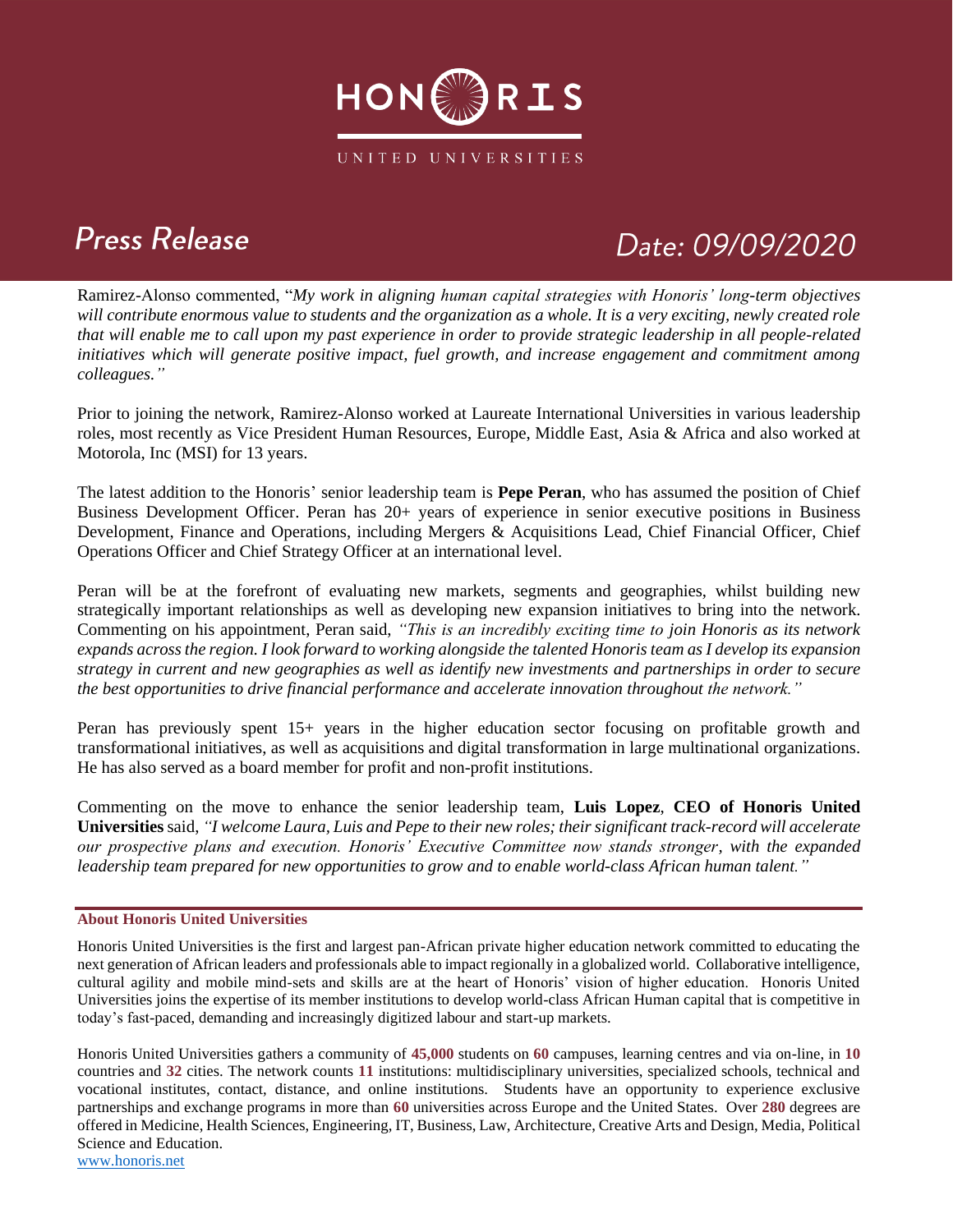Ramirez-Alonso commented, "*My work in aligning human capital strategies with Honoris' long-term objectives will contribute enormous value to students and the organization as a whole. It is a very exciting, newly created role that will enable me to call upon my past experience in order to provide strategic leadership in all people-related initiatives which will generate positive impact, fuel growth, and increase engagement and commitment among colleagues.*"

Prior to joining the network, Ramirez-Alonso worked at Laureate International Universities in various leadership roles, most recently as Vice President Human Resources, Europe, Middle East, Asia & Africa and also worked at Motorola, Inc (MSI) for 13 years.

The latest addition to the Honoris' senior leadership team is **Pepe Peran**, who has assumed the position of Chief Business Development Officer. Peran has 20+ years of experience in senior executive positions in Business Development, Finance and Operations, including Mergers & Acquisitions Lead, Chief Financial Officer, Chief Operations Officer and Chief Strategy Officer at an international level.

Peran will be at the forefront of evaluating new markets, segments and geographies, whilst building new strategically important relationships as well as developing new expansion initiatives to bring into the network. Commenting on his appointment, Peran said, *"This is an incredibly exciting time to join Honoris as its network expands across the region. I look forward to working alongside the talented Honoris team as I develop its expansion strategy in current and new geographies as well as identify new investments and partnerships in order to secure the best opportunities to drive financial performance and accelerate innovation throughout the network."*

Peran has previously spent 15+ years in the higher education sector focusing on profitable growth and transformational initiatives, as well as acquisitions and digital transformation in large multinational organizations. He has also served as a board member for profit and non-profit institutions.

Commenting on the move to enhance the senior leadership team, **Luis Lopez**, **CEO of Honoris United Universities** said, *"I welcome Laura, Luis and Pepe to their new roles; their significant track-record will accelerate our prospective plans and execution. Honoris' Executive Committee now stands stronger, with the expanded leadership team prepared for new opportunities to grow and to enable world-class African human talent."*

**About Honoris United Universities**

Honoris United Universities is the first and largest pan-African private higher education network committed to educating the next generation of African leaders and professionals able to impact regionally in a globalized world. Collaborative intelligence, cultural agility and mobile mind-sets and skills are at the heart of Honoris' vision of higher education. Honoris United Universities joins the expertise of its member institutions to develop world-class African Human capital that is competitive in today's fast-paced, demanding and increasingly digitized labour and start-up markets.

Honoris United Universities gathers a community of **45,000** students on **60** campuses, learning centres and via on-line, in **10** countries and **32** cities. The network counts **11** institutions: multidisciplinary universities, specialized schools, technical and vocational institutes, contact, distance, and online institutions. Students have an opportunity to experience exclusive partnerships and exchange programs in more than **60** universities across Europe and the United States. Over **280** degrees are offered in Medicine, Health Sciences, Engineering, IT, Business, Law, Architecture, Creative Arts and Design, Media, Political Science and Education.
www.honoris.net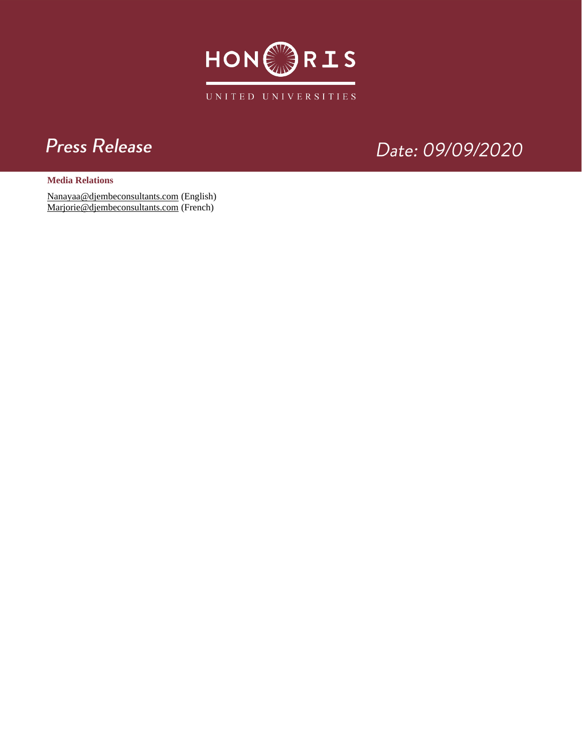HONORIS

UNITED UNIVERSITIES

*Press Release* *Date: 09/09/2020*

**Media Relations**

Nanayaa@djembeconsultants.com (English)
Marjorie@djembeconsultants.com (French)